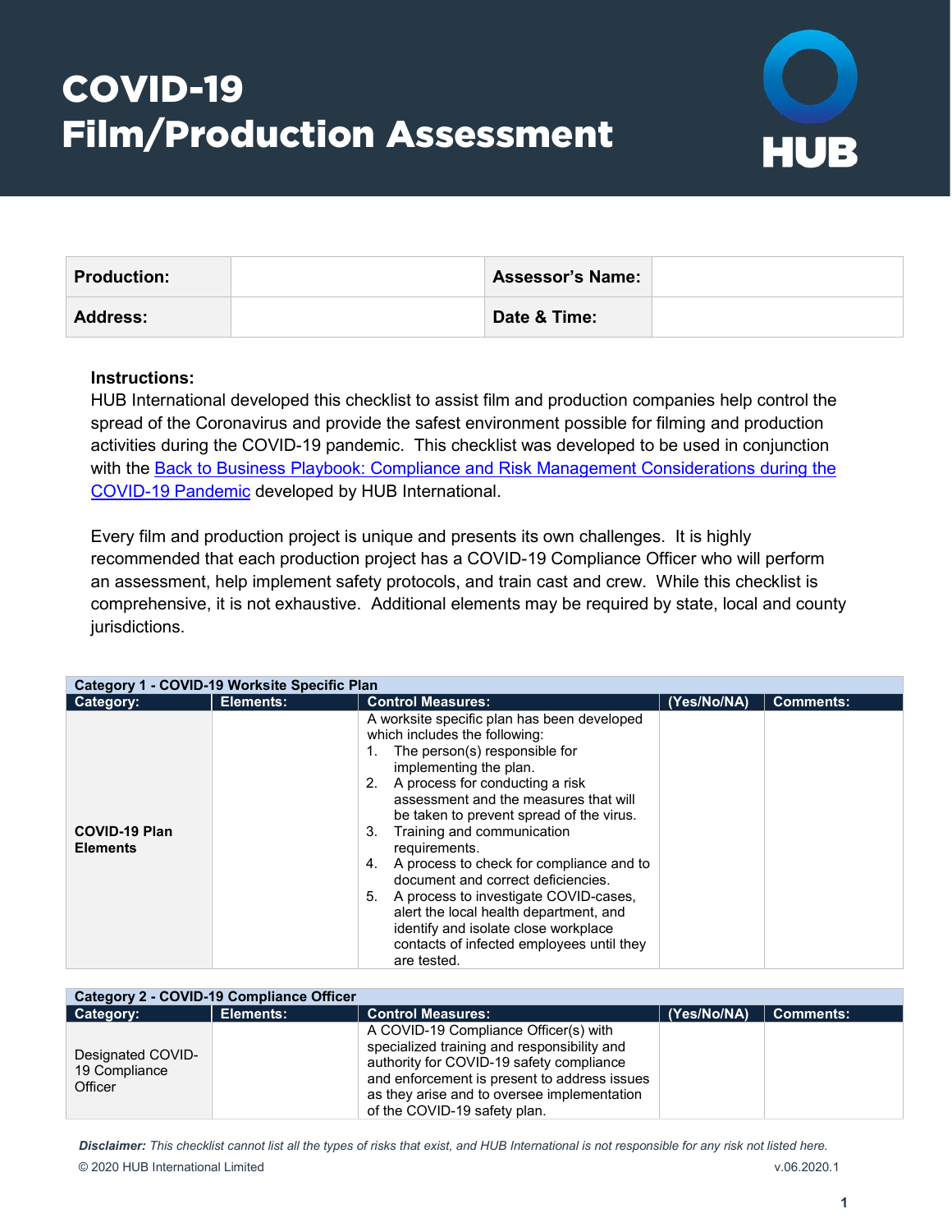# COVID-19 Film/Production Assessment

| Production: | | Assessor's Name: | |
|---|---|---|---|
| Address: | | Date & Time: | |

**Instructions:**
HUB International developed this checklist to assist film and production companies help control the spread of the Coronavirus and provide the safest environment possible for filming and production activities during the COVID-19 pandemic. This checklist was developed to be used in conjunction with the [Back to Business Playbook: Compliance and Risk Management Considerations during the COVID-19 Pandemic]() developed by HUB International.

Every film and production project is unique and presents its own challenges. It is highly recommended that each production project has a COVID-19 Compliance Officer who will perform an assessment, help implement safety protocols, and train cast and crew. While this checklist is comprehensive, it is not exhaustive. Additional elements may be required by state, local and county jurisdictions.

**Category 1 - COVID-19 Worksite Specific Plan**

| Category: | Elements: | Control Measures: | (Yes/No/NA) | Comments: |
|---|---|---|---|---|
| **COVID-19 Plan Elements** | | A worksite specific plan has been developed which includes the following: 1. The person(s) responsible for implementing the plan. 2. A process for conducting a risk assessment and the measures that will be taken to prevent spread of the virus. 3. Training and communication requirements. 4. A process to check for compliance and to document and correct deficiencies. 5. A process to investigate COVID-cases, alert the local health department, and identify and isolate close workplace contacts of infected employees until they are tested. | | |

**Category 2 - COVID-19 Compliance Officer**

| Category: | Elements: | Control Measures: | (Yes/No/NA) | Comments: |
|---|---|---|---|---|
| Designated COVID-19 Compliance Officer | | A COVID-19 Compliance Officer(s) with specialized training and responsibility and authority for COVID-19 safety compliance and enforcement is present to address issues as they arise and to oversee implementation of the COVID-19 safety plan. | | |

***Disclaimer:*** *This checklist cannot list all the types of risks that exist, and HUB International is not responsible for any risk not listed here.*

© 2020 HUB International Limited v.06.2020.1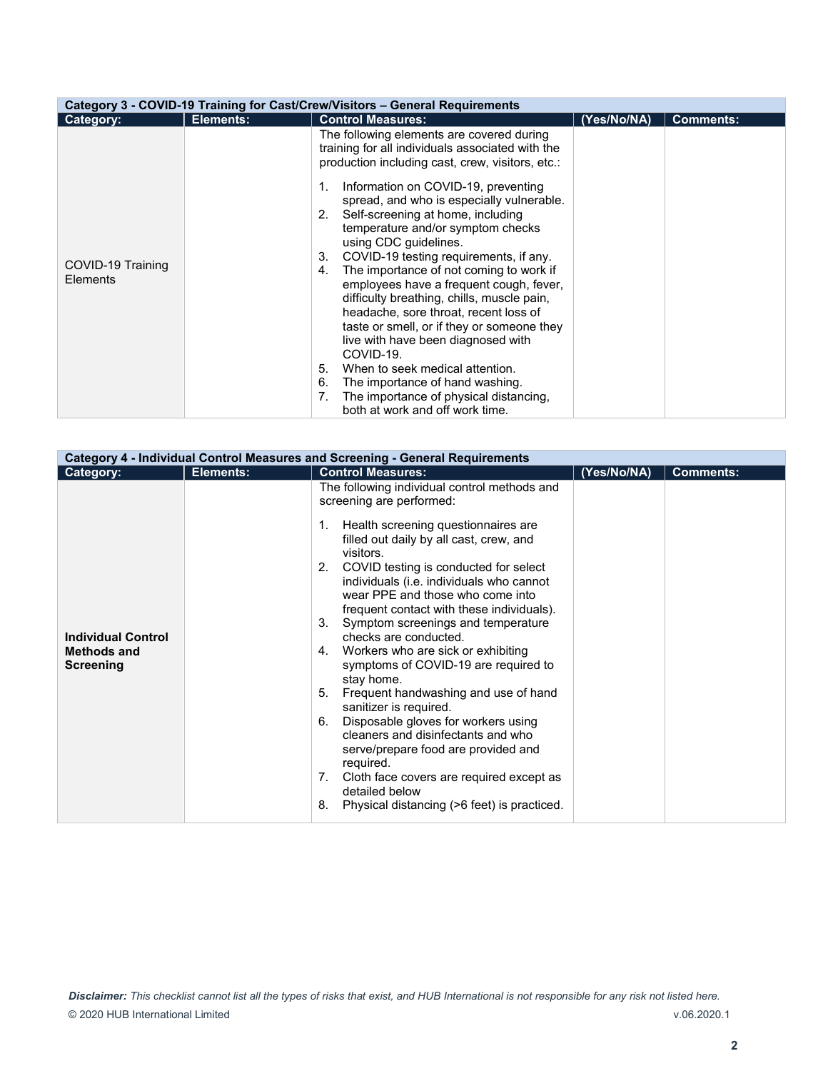| Category 3 - COVID-19 Training for Cast/Crew/Visitors – General Requirements | | | | |
|---|---|---|---|---|
| **Category:** | **Elements:** | **Control Measures:** | **(Yes/No/NA)** | **Comments:** |
| COVID-19 Training Elements | | The following elements are covered during training for all individuals associated with the production including cast, crew, visitors, etc.:<br><br>1. Information on COVID-19, preventing spread, and who is especially vulnerable.<br>2. Self-screening at home, including temperature and/or symptom checks using CDC guidelines.<br>3. COVID-19 testing requirements, if any.<br>4. The importance of not coming to work if employees have a frequent cough, fever, difficulty breathing, chills, muscle pain, headache, sore throat, recent loss of taste or smell, or if they or someone they live with have been diagnosed with COVID-19.<br>5. When to seek medical attention.<br>6. The importance of hand washing.<br>7. The importance of physical distancing, both at work and off work time. | | |

| Category 4 - Individual Control Measures and Screening - General Requirements | | | | |
|---|---|---|---|---|
| **Category:** | **Elements:** | **Control Measures:** | **(Yes/No/NA)** | **Comments:** |
| **Individual Control Methods and Screening** | | The following individual control methods and screening are performed:<br><br>1. Health screening questionnaires are filled out daily by all cast, crew, and visitors.<br>2. COVID testing is conducted for select individuals (i.e. individuals who cannot wear PPE and those who come into frequent contact with these individuals).<br>3. Symptom screenings and temperature checks are conducted.<br>4. Workers who are sick or exhibiting symptoms of COVID-19 are required to stay home.<br>5. Frequent handwashing and use of hand sanitizer is required.<br>6. Disposable gloves for workers using cleaners and disinfectants and who serve/prepare food are provided and required.<br>7. Cloth face covers are required except as detailed below<br>8. Physical distancing (>6 feet) is practiced. | | |

***Disclaimer:*** *This checklist cannot list all the types of risks that exist, and HUB International is not responsible for any risk not listed here.*

© 2020 HUB International Limited v.06.2020.1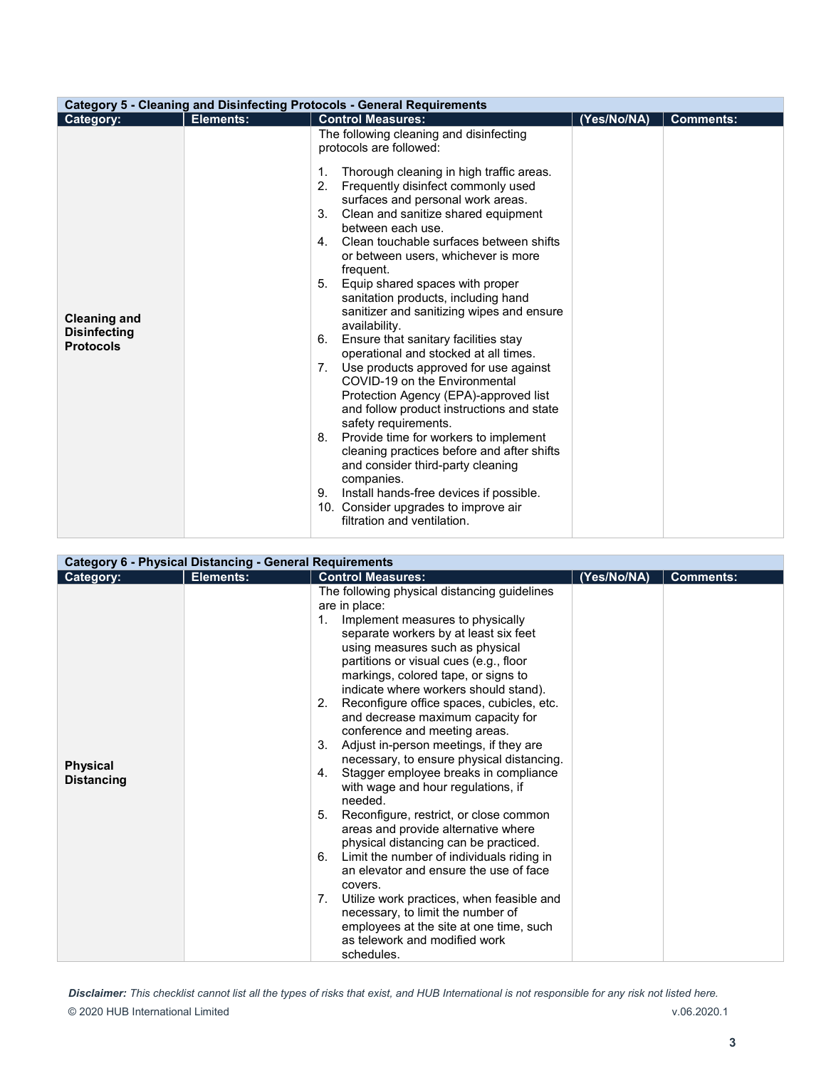| Category 5 - Cleaning and Disinfecting Protocols - General Requirements | | | | |
|---|---|---|---|---|
| **Category:** | **Elements:** | **Control Measures:** | **(Yes/No/NA)** | **Comments:** |
| **Cleaning and Disinfecting Protocols** | | The following cleaning and disinfecting protocols are followed:<br><br>1. Thorough cleaning in high traffic areas.<br>2. Frequently disinfect commonly used surfaces and personal work areas.<br>3. Clean and sanitize shared equipment between each use.<br>4. Clean touchable surfaces between shifts or between users, whichever is more frequent.<br>5. Equip shared spaces with proper sanitation products, including hand sanitizer and sanitizing wipes and ensure availability.<br>6. Ensure that sanitary facilities stay operational and stocked at all times.<br>7. Use products approved for use against COVID-19 on the Environmental Protection Agency (EPA)-approved list and follow product instructions and state safety requirements.<br>8. Provide time for workers to implement cleaning practices before and after shifts and consider third-party cleaning companies.<br>9. Install hands-free devices if possible.<br>10. Consider upgrades to improve air filtration and ventilation. | | |

| Category 6 - Physical Distancing - General Requirements | | | | |
|---|---|---|---|---|
| **Category:** | **Elements:** | **Control Measures:** | **(Yes/No/NA)** | **Comments:** |
| **Physical Distancing** | | The following physical distancing guidelines are in place:<br>1. Implement measures to physically separate workers by at least six feet using measures such as physical partitions or visual cues (e.g., floor markings, colored tape, or signs to indicate where workers should stand).<br>2. Reconfigure office spaces, cubicles, etc. and decrease maximum capacity for conference and meeting areas.<br>3. Adjust in-person meetings, if they are necessary, to ensure physical distancing.<br>4. Stagger employee breaks in compliance with wage and hour regulations, if needed.<br>5. Reconfigure, restrict, or close common areas and provide alternative where physical distancing can be practiced.<br>6. Limit the number of individuals riding in an elevator and ensure the use of face covers.<br>7. Utilize work practices, when feasible and necessary, to limit the number of employees at the site at one time, such as telework and modified work schedules. | | |

***Disclaimer:*** *This checklist cannot list all the types of risks that exist, and HUB International is not responsible for any risk not listed here.*

© 2020 HUB International Limited v.06.2020.1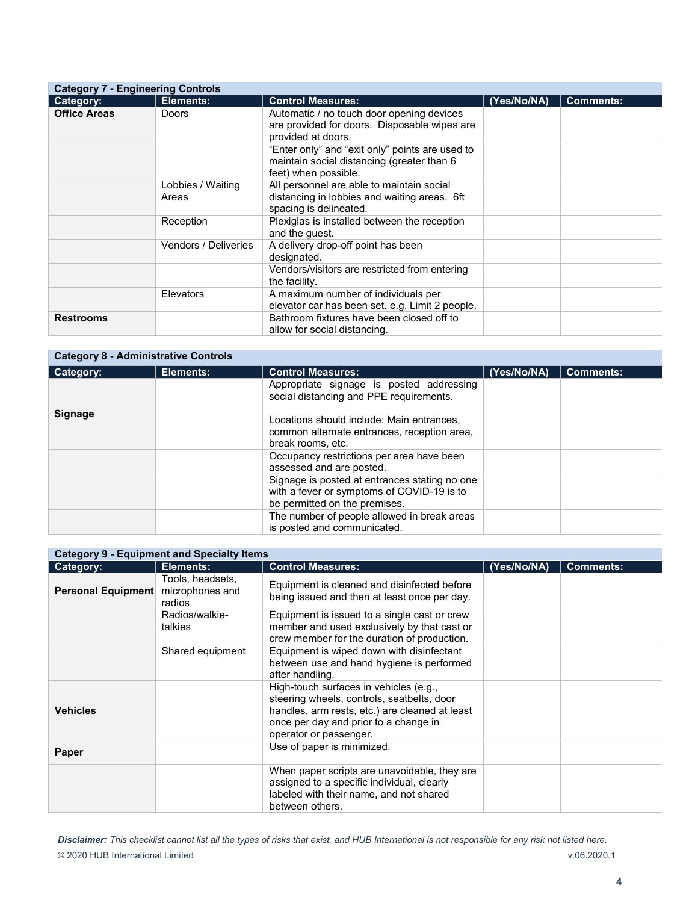| Category 7 - Engineering Controls | | | | |
|---|---|---|---|---|
| **Category:** | **Elements:** | **Control Measures:** | **(Yes/No/NA)** | **Comments:** |
| **Office Areas** | Doors | Automatic / no touch door opening devices are provided for doors. Disposable wipes are provided at doors. | | |
| | | "Enter only" and "exit only" points are used to maintain social distancing (greater than 6 feet) when possible. | | |
| | Lobbies / Waiting Areas | All personnel are able to maintain social distancing in lobbies and waiting areas. 6ft spacing is delineated. | | |
| | Reception | Plexiglas is installed between the reception and the guest. | | |
| | Vendors / Deliveries | A delivery drop-off point has been designated. | | |
| | | Vendors/visitors are restricted from entering the facility. | | |
| | Elevators | A maximum number of individuals per elevator car has been set. e.g. Limit 2 people. | | |
| **Restrooms** | | Bathroom fixtures have been closed off to allow for social distancing. | | |

| Category 8 - Administrative Controls | | | | |
|---|---|---|---|---|
| **Category:** | **Elements:** | **Control Measures:** | **(Yes/No/NA)** | **Comments:** |
| **Signage** | | Appropriate signage is posted addressing social distancing and PPE requirements.<br><br>Locations should include: Main entrances, common alternate entrances, reception area, break rooms, etc. | | |
| | | Occupancy restrictions per area have been assessed and are posted. | | |
| | | Signage is posted at entrances stating no one with a fever or symptoms of COVID-19 is to be permitted on the premises. | | |
| | | The number of people allowed in break areas is posted and communicated. | | |

| Category 9 - Equipment and Specialty Items | | | | |
|---|---|---|---|---|
| **Category:** | **Elements:** | **Control Measures:** | **(Yes/No/NA)** | **Comments:** |
| **Personal Equipment** | Tools, headsets, microphones and radios | Equipment is cleaned and disinfected before being issued and then at least once per day. | | |
| | Radios/walkie-talkies | Equipment is issued to a single cast or crew member and used exclusively by that cast or crew member for the duration of production. | | |
| | Shared equipment | Equipment is wiped down with disinfectant between use and hand hygiene is performed after handling. | | |
| **Vehicles** | | High-touch surfaces in vehicles (e.g., steering wheels, controls, seatbelts, door handles, arm rests, etc.) are cleaned at least once per day and prior to a change in operator or passenger. | | |
| **Paper** | | Use of paper is minimized. | | |
| | | When paper scripts are unavoidable, they are assigned to a specific individual, clearly labeled with their name, and not shared between others. | | |

***Disclaimer:*** *This checklist cannot list all the types of risks that exist, and HUB International is not responsible for any risk not listed here.*

© 2020 HUB International Limited v.06.2020.1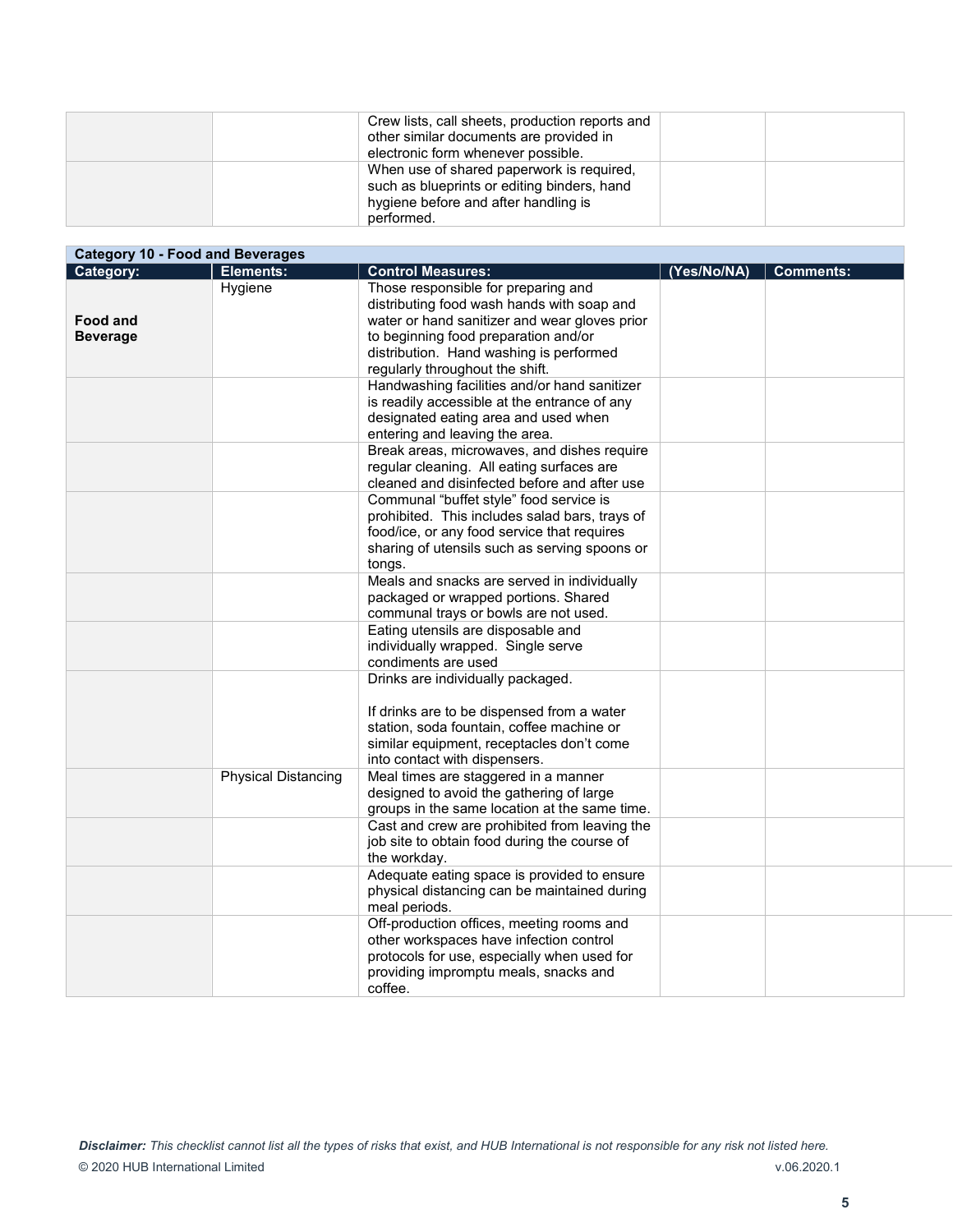| | | | | |
|---|---|---|---|---|
| | | Crew lists, call sheets, production reports and other similar documents are provided in electronic form whenever possible. | | |
| | | When use of shared paperwork is required, such as blueprints or editing binders, hand hygiene before and after handling is performed. | | |

| **Category 10 - Food and Beverages** | | | | |
|---|---|---|---|---|
| **Category:** | **Elements:** | **Control Measures:** | **(Yes/No/NA)** | **Comments:** |
| **Food and Beverage** | Hygiene | Those responsible for preparing and distributing food wash hands with soap and water or hand sanitizer and wear gloves prior to beginning food preparation and/or distribution. Hand washing is performed regularly throughout the shift. | | |
| | | Handwashing facilities and/or hand sanitizer is readily accessible at the entrance of any designated eating area and used when entering and leaving the area. | | |
| | | Break areas, microwaves, and dishes require regular cleaning. All eating surfaces are cleaned and disinfected before and after use | | |
| | | Communal "buffet style" food service is prohibited. This includes salad bars, trays of food/ice, or any food service that requires sharing of utensils such as serving spoons or tongs. | | |
| | | Meals and snacks are served in individually packaged or wrapped portions. Shared communal trays or bowls are not used. | | |
| | | Eating utensils are disposable and individually wrapped. Single serve condiments are used | | |
| | | Drinks are individually packaged.<br><br>If drinks are to be dispensed from a water station, soda fountain, coffee machine or similar equipment, receptacles don't come into contact with dispensers. | | |
| | Physical Distancing | Meal times are staggered in a manner designed to avoid the gathering of large groups in the same location at the same time. | | |
| | | Cast and crew are prohibited from leaving the job site to obtain food during the course of the workday. | | |
| | | Adequate eating space is provided to ensure physical distancing can be maintained during meal periods. | | |
| | | Off-production offices, meeting rooms and other workspaces have infection control protocols for use, especially when used for providing impromptu meals, snacks and coffee. | | |

***Disclaimer:*** *This checklist cannot list all the types of risks that exist, and HUB International is not responsible for any risk not listed here.*

© 2020 HUB International Limited v.06.2020.1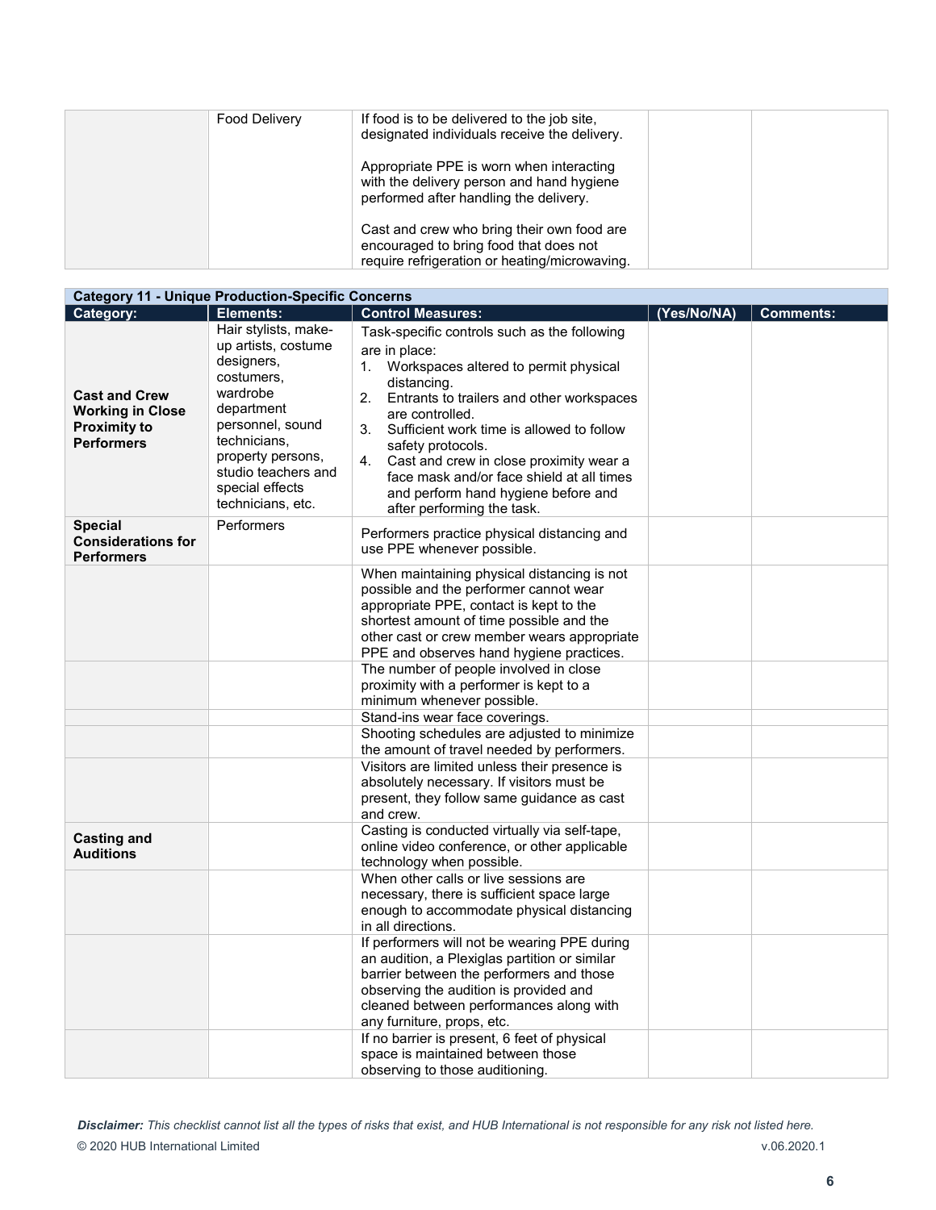| | | | | |
|---|---|---|---|---|
| | Food Delivery | If food is to be delivered to the job site, designated individuals receive the delivery.<br><br>Appropriate PPE is worn when interacting with the delivery person and hand hygiene performed after handling the delivery.<br><br>Cast and crew who bring their own food are encouraged to bring food that does not require refrigeration or heating/microwaving. | | |

| **Category 11 - Unique Production-Specific Concerns** | | | | |
|---|---|---|---|---|
| **Category:** | **Elements:** | **Control Measures:** | **(Yes/No/NA)** | **Comments:** |
| **Cast and Crew Working in Close Proximity to Performers** | Hair stylists, make-up artists, costume designers, costumers, wardrobe department personnel, sound technicians, property persons, studio teachers and special effects technicians, etc. | Task-specific controls such as the following are in place:<br>1. Workspaces altered to permit physical distancing.<br>2. Entrants to trailers and other workspaces are controlled.<br>3. Sufficient work time is allowed to follow safety protocols.<br>4. Cast and crew in close proximity wear a face mask and/or face shield at all times and perform hand hygiene before and after performing the task. | | |
| **Special Considerations for Performers** | Performers | Performers practice physical distancing and use PPE whenever possible. | | |
| | | When maintaining physical distancing is not possible and the performer cannot wear appropriate PPE, contact is kept to the shortest amount of time possible and the other cast or crew member wears appropriate PPE and observes hand hygiene practices. | | |
| | | The number of people involved in close proximity with a performer is kept to a minimum whenever possible. | | |
| | | Stand-ins wear face coverings. | | |
| | | Shooting schedules are adjusted to minimize the amount of travel needed by performers. | | |
| | | Visitors are limited unless their presence is absolutely necessary. If visitors must be present, they follow same guidance as cast and crew. | | |
| **Casting and Auditions** | | Casting is conducted virtually via self-tape, online video conference, or other applicable technology when possible. | | |
| | | When other calls or live sessions are necessary, there is sufficient space large enough to accommodate physical distancing in all directions. | | |
| | | If performers will not be wearing PPE during an audition, a Plexiglas partition or similar barrier between the performers and those observing the audition is provided and cleaned between performances along with any furniture, props, etc. | | |
| | | If no barrier is present, 6 feet of physical space is maintained between those observing to those auditioning. | | |

***Disclaimer:*** *This checklist cannot list all the types of risks that exist, and HUB International is not responsible for any risk not listed here.*

© 2020 HUB International Limited v.06.2020.1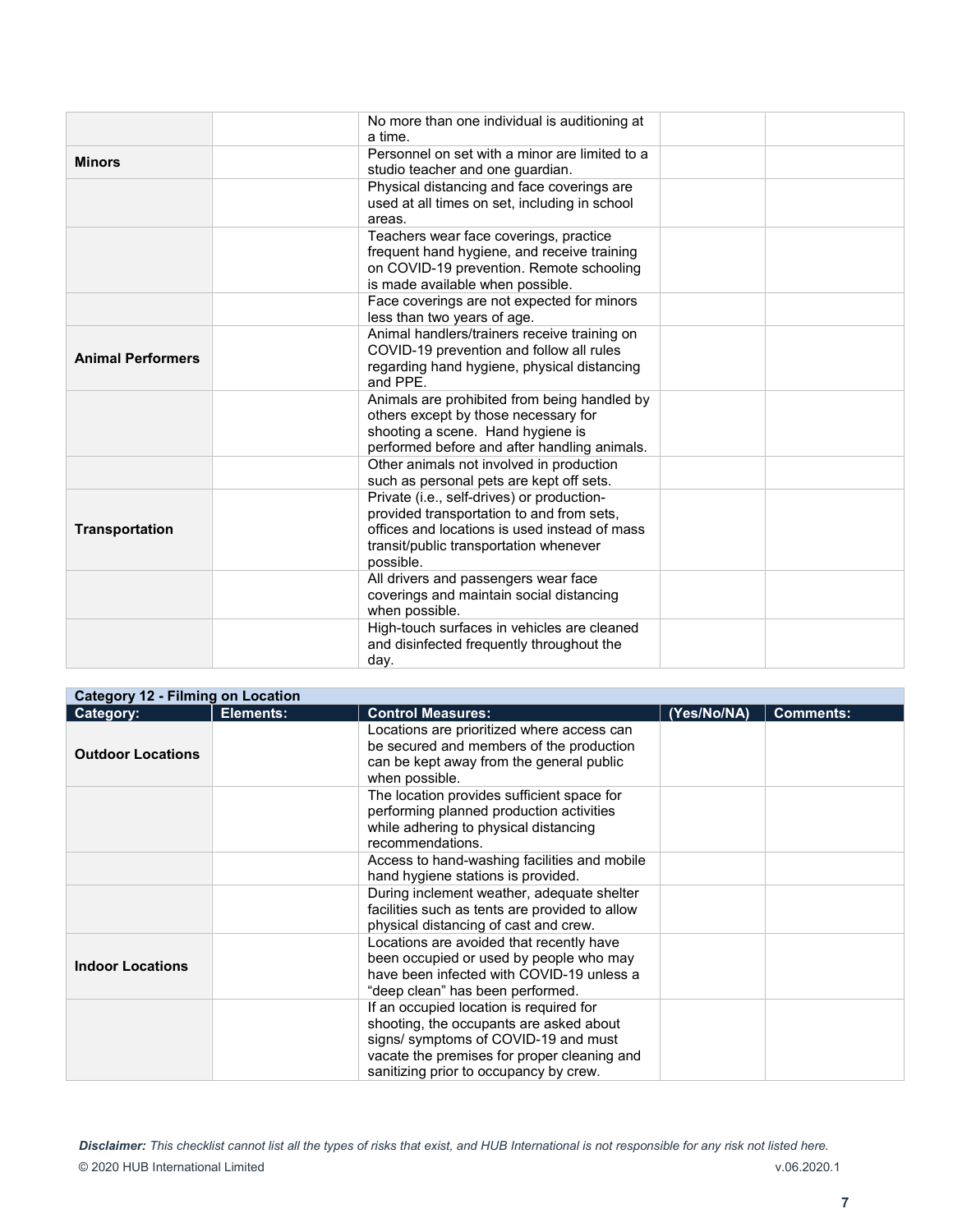| | | | | |
|---|---|---|---|---|
| | | No more than one individual is auditioning at a time. | | |
| **Minors** | | Personnel on set with a minor are limited to a studio teacher and one guardian. | | |
| | | Physical distancing and face coverings are used at all times on set, including in school areas. | | |
| | | Teachers wear face coverings, practice frequent hand hygiene, and receive training on COVID-19 prevention. Remote schooling is made available when possible. | | |
| | | Face coverings are not expected for minors less than two years of age. | | |
| **Animal Performers** | | Animal handlers/trainers receive training on COVID-19 prevention and follow all rules regarding hand hygiene, physical distancing and PPE. | | |
| | | Animals are prohibited from being handled by others except by those necessary for shooting a scene. Hand hygiene is performed before and after handling animals. | | |
| | | Other animals not involved in production such as personal pets are kept off sets. | | |
| **Transportation** | | Private (i.e., self-drives) or production-provided transportation to and from sets, offices and locations is used instead of mass transit/public transportation whenever possible. | | |
| | | All drivers and passengers wear face coverings and maintain social distancing when possible. | | |
| | | High-touch surfaces in vehicles are cleaned and disinfected frequently throughout the day. | | |

**Category 12 - Filming on Location**

| Category: | Elements: | Control Measures: | (Yes/No/NA) | Comments: |
|---|---|---|---|---|
| **Outdoor Locations** | | Locations are prioritized where access can be secured and members of the production can be kept away from the general public when possible. | | |
| | | The location provides sufficient space for performing planned production activities while adhering to physical distancing recommendations. | | |
| | | Access to hand-washing facilities and mobile hand hygiene stations is provided. | | |
| | | During inclement weather, adequate shelter facilities such as tents are provided to allow physical distancing of cast and crew. | | |
| **Indoor Locations** | | Locations are avoided that recently have been occupied or used by people who may have been infected with COVID-19 unless a "deep clean" has been performed. | | |
| | | If an occupied location is required for shooting, the occupants are asked about signs/ symptoms of COVID-19 and must vacate the premises for proper cleaning and sanitizing prior to occupancy by crew. | | |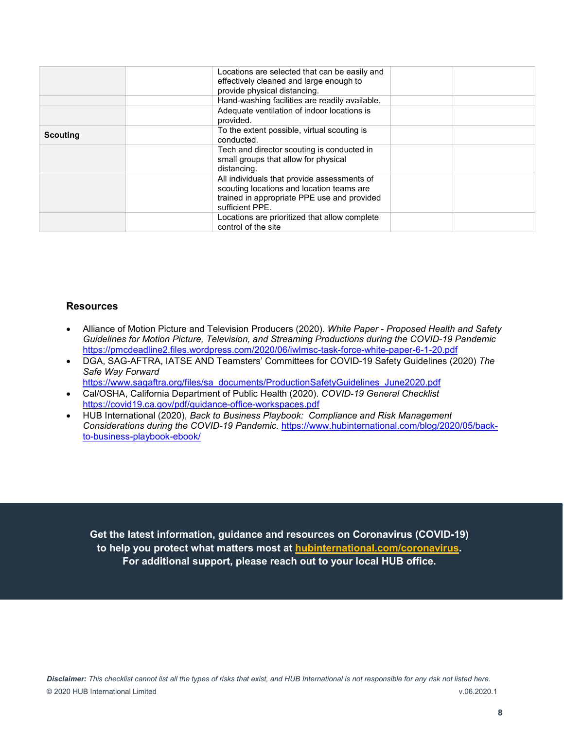| | | | | |
|---|---|---|---|---|
| | | Locations are selected that can be easily and effectively cleaned and large enough to provide physical distancing. | | |
| | | Hand-washing facilities are readily available. | | |
| | | Adequate ventilation of indoor locations is provided. | | |
| **Scouting** | | To the extent possible, virtual scouting is conducted. | | |
| | | Tech and director scouting is conducted in small groups that allow for physical distancing. | | |
| | | All individuals that provide assessments of scouting locations and location teams are trained in appropriate PPE use and provided sufficient PPE. | | |
| | | Locations are prioritized that allow complete control of the site | | |

### Resources

- Alliance of Motion Picture and Television Producers (2020). *White Paper - Proposed Health and Safety Guidelines for Motion Picture, Television, and Streaming Productions during the COVID-19 Pandemic* https://pmcdeadline2.files.wordpress.com/2020/06/iwlmsc-task-force-white-paper-6-1-20.pdf
- DGA, SAG-AFTRA, IATSE AND Teamsters' Committees for COVID-19 Safety Guidelines (2020) *The Safe Way Forward* https://www.sagaftra.org/files/sa_documents/ProductionSafetyGuidelines_June2020.pdf
- Cal/OSHA, California Department of Public Health (2020). *COVID-19 General Checklist* https://covid19.ca.gov/pdf/guidance-office-workspaces.pdf
- HUB International (2020), *Back to Business Playbook: Compliance and Risk Management Considerations during the COVID-19 Pandemic.* https://www.hubinternational.com/blog/2020/05/back-to-business-playbook-ebook/

**Get the latest information, guidance and resources on Coronavirus (COVID-19) to help you protect what matters most at hubinternational.com/coronavirus. For additional support, please reach out to your local HUB office.**

***Disclaimer:*** *This checklist cannot list all the types of risks that exist, and HUB International is not responsible for any risk not listed here.*

© 2020 HUB International Limited

v.06.2020.1